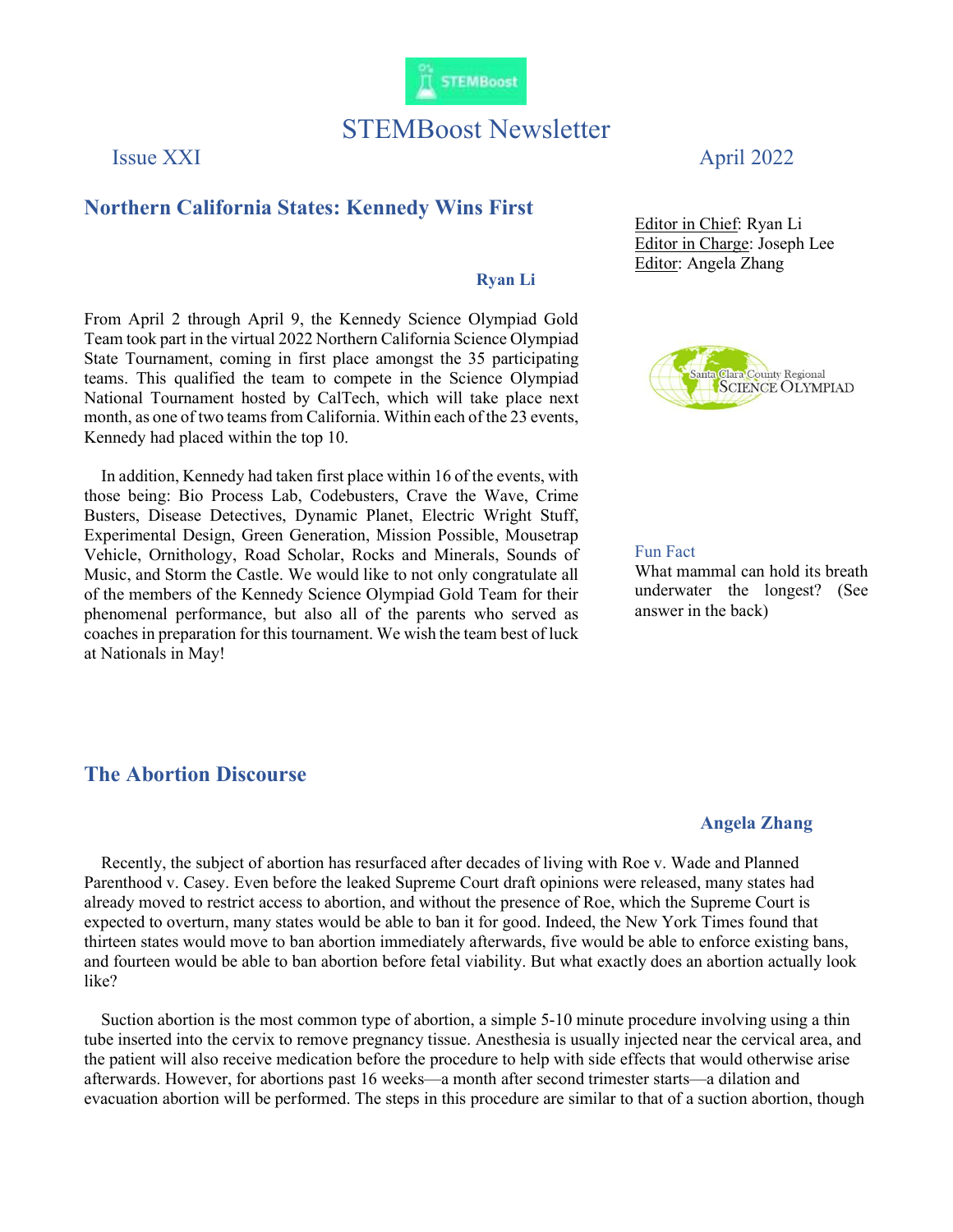# STEMBoost Newsletter

Issue XXI

April 2022

Editor in Chief: Ryan Li
Editor in Charge: Joseph Lee
Editor: Angela Zhang

## Northern California States: Kennedy Wins First

**Ryan Li**

From April 2 through April 9, the Kennedy Science Olympiad Gold Team took part in the virtual 2022 Northern California Science Olympiad State Tournament, coming in first place amongst the 35 participating teams. This qualified the team to compete in the Science Olympiad National Tournament hosted by CalTech, which will take place next month, as one of two teams from California. Within each of the 23 events, Kennedy had placed within the top 10.

In addition, Kennedy had taken first place within 16 of the events, with those being: Bio Process Lab, Codebusters, Crave the Wave, Crime Busters, Disease Detectives, Dynamic Planet, Electric Wright Stuff, Experimental Design, Green Generation, Mission Possible, Mousetrap Vehicle, Ornithology, Road Scholar, Rocks and Minerals, Sounds of Music, and Storm the Castle. We would like to not only congratulate all of the members of the Kennedy Science Olympiad Gold Team for their phenomenal performance, but also all of the parents who served as coaches in preparation for this tournament. We wish the team best of luck at Nationals in May!

Fun Fact

What mammal can hold its breath underwater the longest? (See answer in the back)

## The Abortion Discourse

**Angela Zhang**

Recently, the subject of abortion has resurfaced after decades of living with Roe v. Wade and Planned Parenthood v. Casey. Even before the leaked Supreme Court draft opinions were released, many states had already moved to restrict access to abortion, and without the presence of Roe, which the Supreme Court is expected to overturn, many states would be able to ban it for good. Indeed, the New York Times found that thirteen states would move to ban abortion immediately afterwards, five would be able to enforce existing bans, and fourteen would be able to ban abortion before fetal viability. But what exactly does an abortion actually look like?

Suction abortion is the most common type of abortion, a simple 5-10 minute procedure involving using a thin tube inserted into the cervix to remove pregnancy tissue. Anesthesia is usually injected near the cervical area, and the patient will also receive medication before the procedure to help with side effects that would otherwise arise afterwards. However, for abortions past 16 weeks—a month after second trimester starts—a dilation and evacuation abortion will be performed. The steps in this procedure are similar to that of a suction abortion, though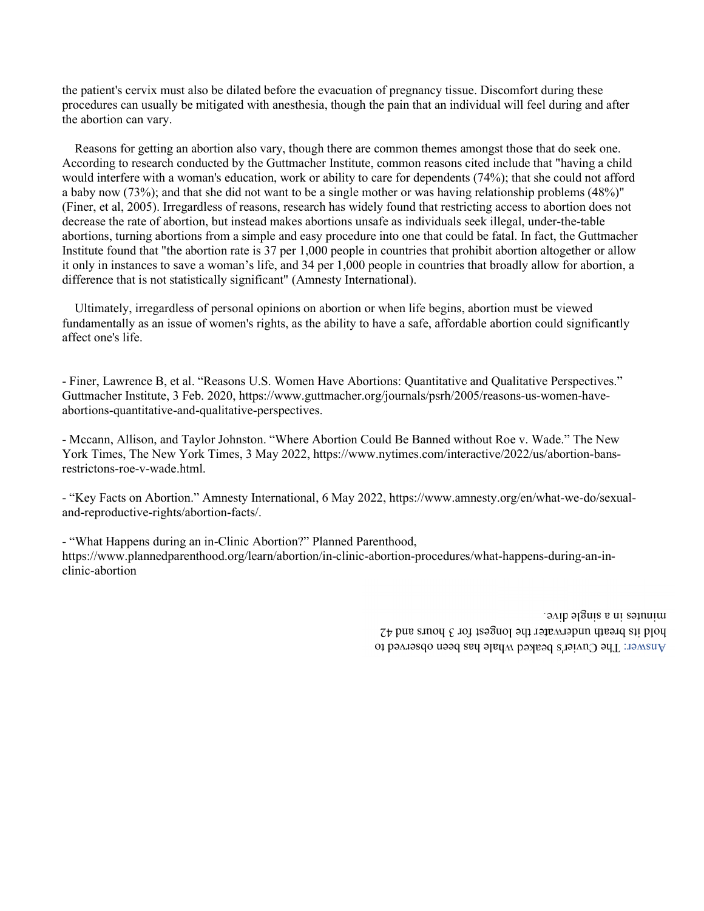the patient's cervix must also be dilated before the evacuation of pregnancy tissue. Discomfort during these procedures can usually be mitigated with anesthesia, though the pain that an individual will feel during and after the abortion can vary.

Reasons for getting an abortion also vary, though there are common themes amongst those that do seek one. According to research conducted by the Guttmacher Institute, common reasons cited include that "having a child would interfere with a woman's education, work or ability to care for dependents (74%); that she could not afford a baby now (73%); and that she did not want to be a single mother or was having relationship problems (48%)" (Finer, et al, 2005). Irregardless of reasons, research has widely found that restricting access to abortion does not decrease the rate of abortion, but instead makes abortions unsafe as individuals seek illegal, under-the-table abortions, turning abortions from a simple and easy procedure into one that could be fatal. In fact, the Guttmacher Institute found that "the abortion rate is 37 per 1,000 people in countries that prohibit abortion altogether or allow it only in instances to save a woman's life, and 34 per 1,000 people in countries that broadly allow for abortion, a difference that is not statistically significant" (Amnesty International).

Ultimately, irregardless of personal opinions on abortion or when life begins, abortion must be viewed fundamentally as an issue of women's rights, as the ability to have a safe, affordable abortion could significantly affect one's life.

- Finer, Lawrence B, et al. "Reasons U.S. Women Have Abortions: Quantitative and Qualitative Perspectives." Guttmacher Institute, 3 Feb. 2020, https://www.guttmacher.org/journals/psrh/2005/reasons-us-women-have-abortions-quantitative-and-qualitative-perspectives.

- Mccann, Allison, and Taylor Johnston. "Where Abortion Could Be Banned without Roe v. Wade." The New York Times, The New York Times, 3 May 2022, https://www.nytimes.com/interactive/2022/us/abortion-bans-restrictons-roe-v-wade.html.

- "Key Facts on Abortion." Amnesty International, 6 May 2022, https://www.amnesty.org/en/what-we-do/sexual-and-reproductive-rights/abortion-facts/.

- "What Happens during an in-Clinic Abortion?" Planned Parenthood, https://www.plannedparenthood.org/learn/abortion/in-clinic-abortion-procedures/what-happens-during-an-in-clinic-abortion

Answer: The Cuvier's beaked whale has been observed to hold its breath underwater the longest for 3 hours and 42 minutes in a single dive.